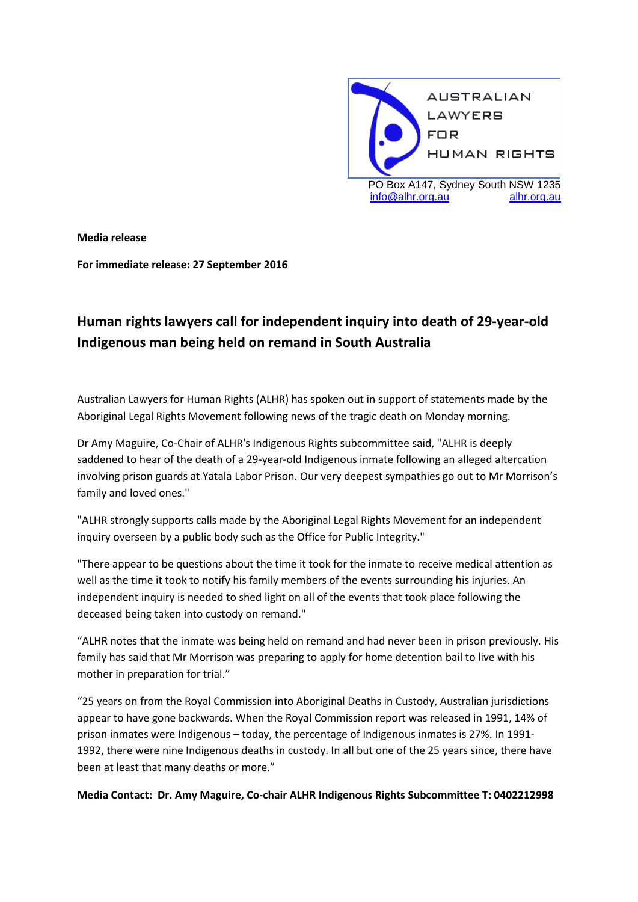AUSTRALIAN LAWYERS FOR HUMAN RIGHTS

PO Box A147, Sydney South NSW 1235
info@alhr.org.au alhr.org.au

**Media release**

**For immediate release: 27 September 2016**

## Human rights lawyers call for independent inquiry into death of 29-year-old Indigenous man being held on remand in South Australia

Australian Lawyers for Human Rights (ALHR) has spoken out in support of statements made by the Aboriginal Legal Rights Movement following news of the tragic death on Monday morning.

Dr Amy Maguire, Co-Chair of ALHR's Indigenous Rights subcommittee said, "ALHR is deeply saddened to hear of the death of a 29-year-old Indigenous inmate following an alleged altercation involving prison guards at Yatala Labor Prison. Our very deepest sympathies go out to Mr Morrison's family and loved ones."

"ALHR strongly supports calls made by the Aboriginal Legal Rights Movement for an independent inquiry overseen by a public body such as the Office for Public Integrity."

"There appear to be questions about the time it took for the inmate to receive medical attention as well as the time it took to notify his family members of the events surrounding his injuries. An independent inquiry is needed to shed light on all of the events that took place following the deceased being taken into custody on remand."

"ALHR notes that the inmate was being held on remand and had never been in prison previously. His family has said that Mr Morrison was preparing to apply for home detention bail to live with his mother in preparation for trial."

"25 years on from the Royal Commission into Aboriginal Deaths in Custody, Australian jurisdictions appear to have gone backwards. When the Royal Commission report was released in 1991, 14% of prison inmates were Indigenous – today, the percentage of Indigenous inmates is 27%. In 1991-1992, there were nine Indigenous deaths in custody. In all but one of the 25 years since, there have been at least that many deaths or more."

**Media Contact: Dr. Amy Maguire, Co-chair ALHR Indigenous Rights Subcommittee T: 0402212998**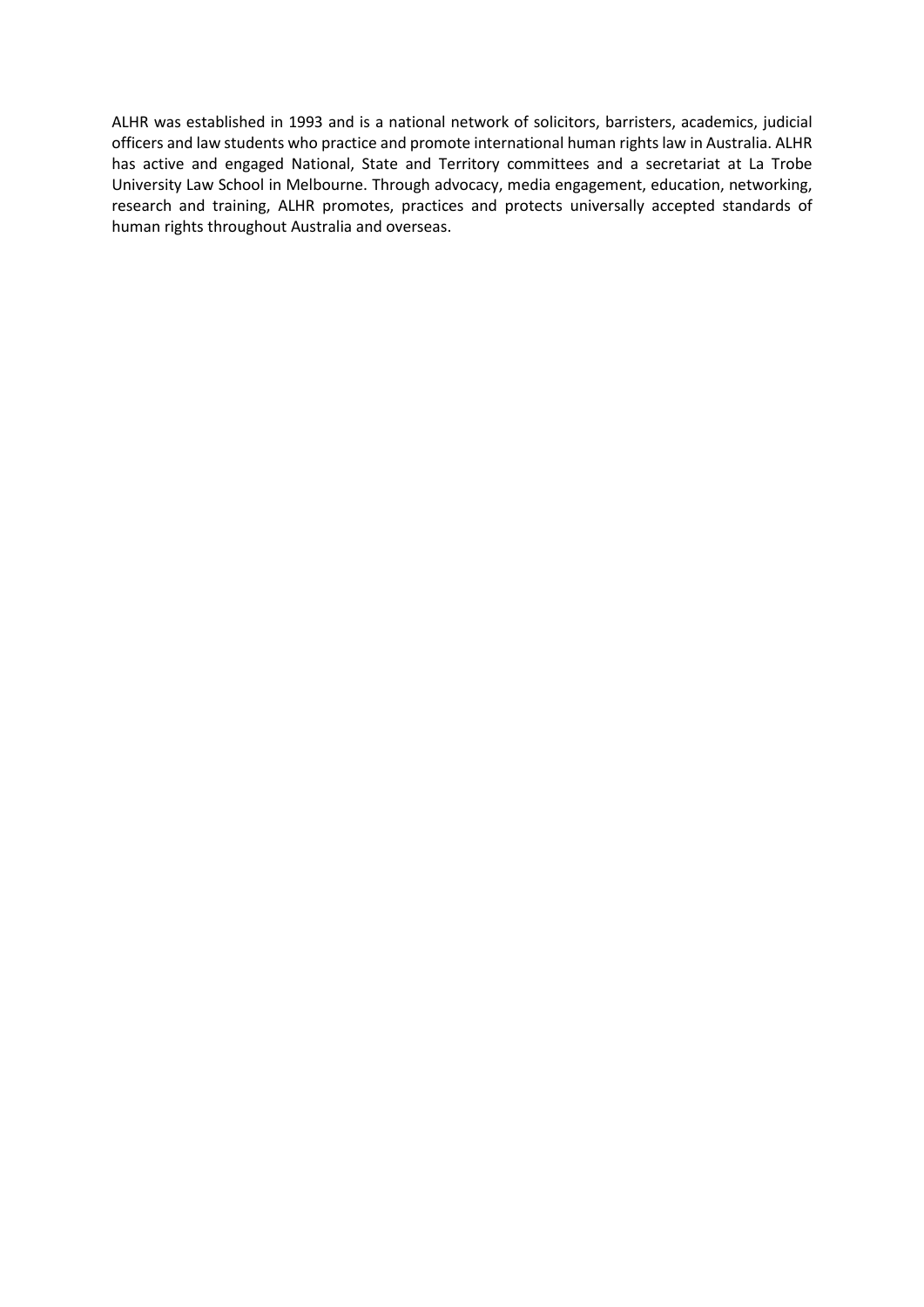ALHR was established in 1993 and is a national network of solicitors, barristers, academics, judicial officers and law students who practice and promote international human rights law in Australia. ALHR has active and engaged National, State and Territory committees and a secretariat at La Trobe University Law School in Melbourne. Through advocacy, media engagement, education, networking, research and training, ALHR promotes, practices and protects universally accepted standards of human rights throughout Australia and overseas.